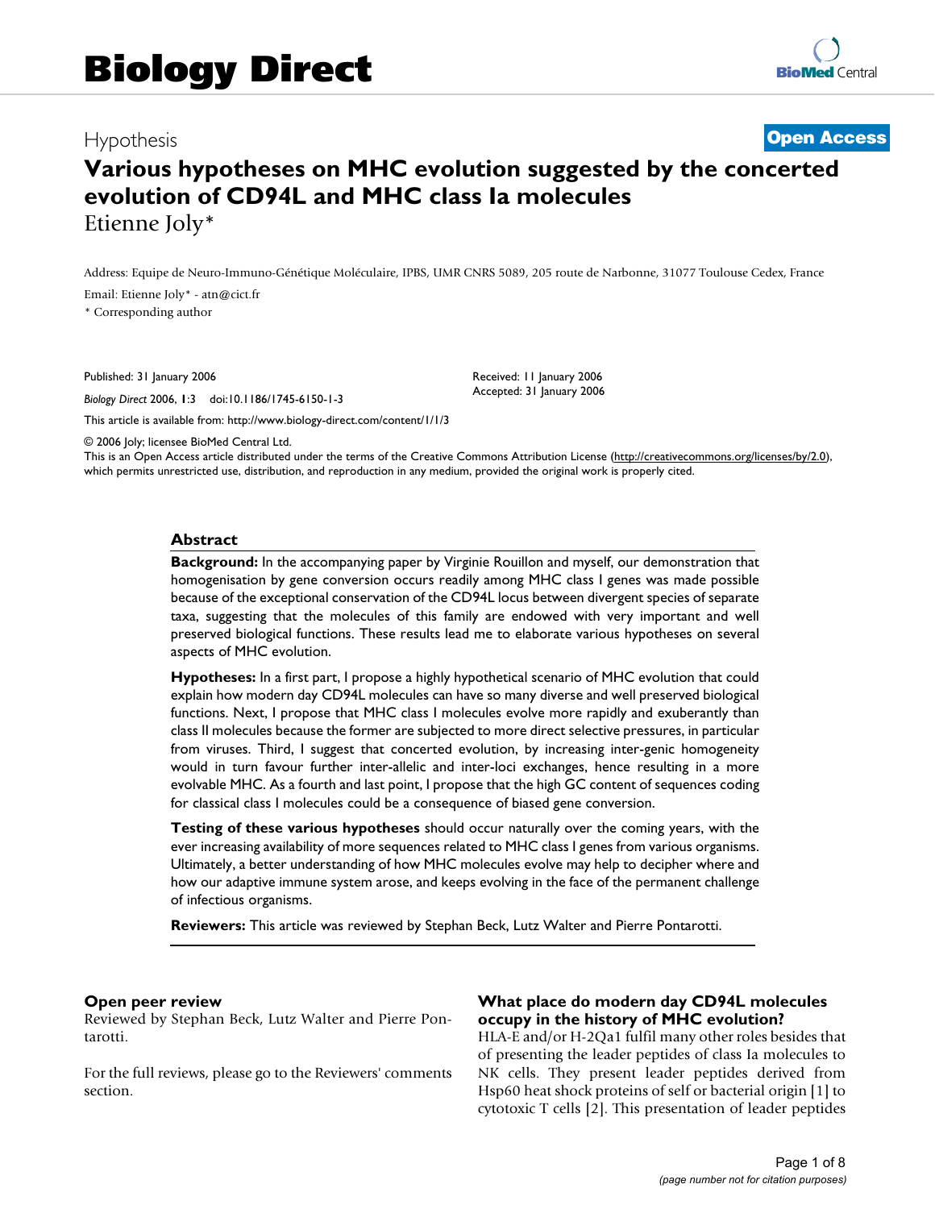# Biology Direct

Hypothesis

**Open Access**

# Various hypotheses on MHC evolution suggested by the concerted evolution of CD94L and MHC class Ia molecules

Etienne Joly*

Address: Equipe de Neuro-Immuno-Génétique Moléculaire, IPBS, UMR CNRS 5089, 205 route de Narbonne, 31077 Toulouse Cedex, France

Email: Etienne Joly* - atn@cict.fr

* Corresponding author

Published: 31 January 2006

*Biology Direct* 2006, **1**:3 doi:10.1186/1745-6150-1-3

Received: 11 January 2006
Accepted: 31 January 2006

This article is available from: http://www.biology-direct.com/content/1/1/3

© 2006 Joly; licensee BioMed Central Ltd.
This is an Open Access article distributed under the terms of the Creative Commons Attribution License (http://creativecommons.org/licenses/by/2.0), which permits unrestricted use, distribution, and reproduction in any medium, provided the original work is properly cited.

## Abstract

**Background:** In the accompanying paper by Virginie Rouillon and myself, our demonstration that homogenisation by gene conversion occurs readily among MHC class I genes was made possible because of the exceptional conservation of the CD94L locus between divergent species of separate taxa, suggesting that the molecules of this family are endowed with very important and well preserved biological functions. These results lead me to elaborate various hypotheses on several aspects of MHC evolution.

**Hypotheses:** In a first part, I propose a highly hypothetical scenario of MHC evolution that could explain how modern day CD94L molecules can have so many diverse and well preserved biological functions. Next, I propose that MHC class I molecules evolve more rapidly and exuberantly than class II molecules because the former are subjected to more direct selective pressures, in particular from viruses. Third, I suggest that concerted evolution, by increasing inter-genic homogeneity would in turn favour further inter-allelic and inter-loci exchanges, hence resulting in a more evolvable MHC. As a fourth and last point, I propose that the high GC content of sequences coding for classical class I molecules could be a consequence of biased gene conversion.

**Testing of these various hypotheses** should occur naturally over the coming years, with the ever increasing availability of more sequences related to MHC class I genes from various organisms. Ultimately, a better understanding of how MHC molecules evolve may help to decipher where and how our adaptive immune system arose, and keeps evolving in the face of the permanent challenge of infectious organisms.

**Reviewers:** This article was reviewed by Stephan Beck, Lutz Walter and Pierre Pontarotti.

## Open peer review

Reviewed by Stephan Beck, Lutz Walter and Pierre Pontarotti.

For the full reviews, please go to the Reviewers' comments section.

## What place do modern day CD94L molecules occupy in the history of MHC evolution?

HLA-E and/or H-2Qa1 fulfil many other roles besides that of presenting the leader peptides of class Ia molecules to NK cells. They present leader peptides derived from Hsp60 heat shock proteins of self or bacterial origin [1] to cytotoxic T cells [2]. This presentation of leader peptides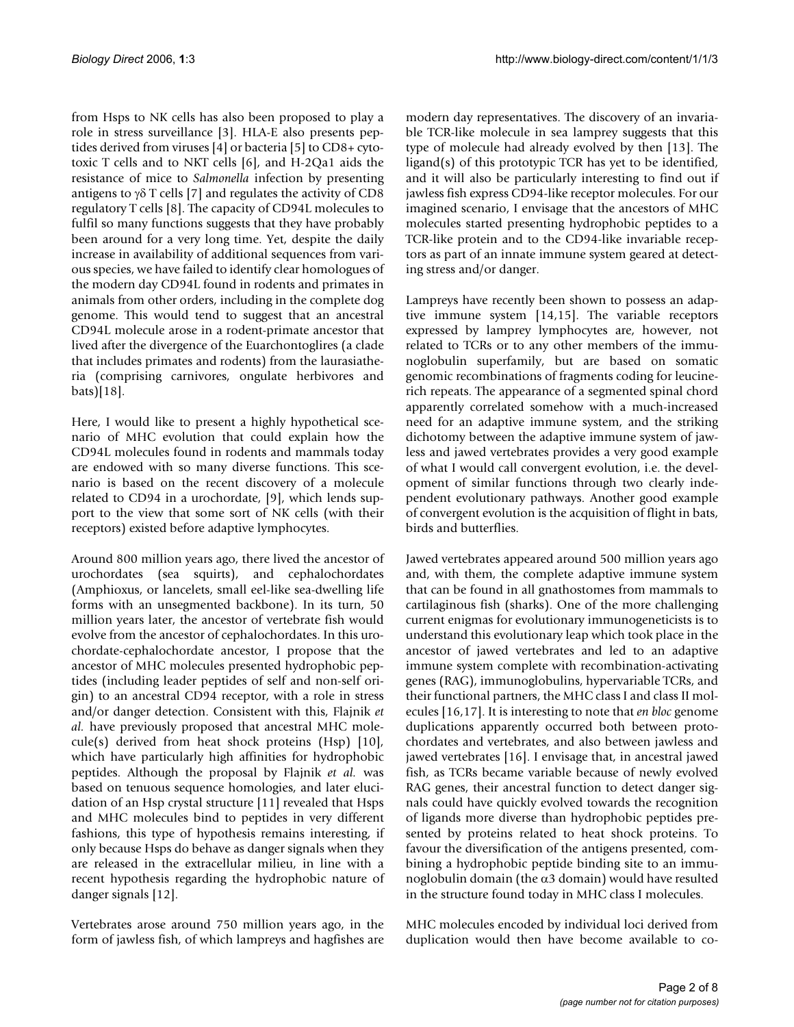from Hsps to NK cells has also been proposed to play a role in stress surveillance [3]. HLA-E also presents peptides derived from viruses [4] or bacteria [5] to CD8+ cytotoxic T cells and to NKT cells [6], and H-2Qa1 aids the resistance of mice to *Salmonella* infection by presenting antigens to γδ T cells [7] and regulates the activity of CD8 regulatory T cells [8]. The capacity of CD94L molecules to fulfil so many functions suggests that they have probably been around for a very long time. Yet, despite the daily increase in availability of additional sequences from various species, we have failed to identify clear homologues of the modern day CD94L found in rodents and primates in animals from other orders, including in the complete dog genome. This would tend to suggest that an ancestral CD94L molecule arose in a rodent-primate ancestor that lived after the divergence of the Euarchontoglires (a clade that includes primates and rodents) from the laurasiatheria (comprising carnivores, ongulate herbivores and bats)[18].

Here, I would like to present a highly hypothetical scenario of MHC evolution that could explain how the CD94L molecules found in rodents and mammals today are endowed with so many diverse functions. This scenario is based on the recent discovery of a molecule related to CD94 in a urochordate, [9], which lends support to the view that some sort of NK cells (with their receptors) existed before adaptive lymphocytes.

Around 800 million years ago, there lived the ancestor of urochordates (sea squirts), and cephalochordates (Amphioxus, or lancelets, small eel-like sea-dwelling life forms with an unsegmented backbone). In its turn, 50 million years later, the ancestor of vertebrate fish would evolve from the ancestor of cephalochordates. In this urochordate-cephalochordate ancestor, I propose that the ancestor of MHC molecules presented hydrophobic peptides (including leader peptides of self and non-self origin) to an ancestral CD94 receptor, with a role in stress and/or danger detection. Consistent with this, Flajnik *et al.* have previously proposed that ancestral MHC molecule(s) derived from heat shock proteins (Hsp) [10], which have particularly high affinities for hydrophobic peptides. Although the proposal by Flajnik *et al.* was based on tenuous sequence homologies, and later elucidation of an Hsp crystal structure [11] revealed that Hsps and MHC molecules bind to peptides in very different fashions, this type of hypothesis remains interesting, if only because Hsps do behave as danger signals when they are released in the extracellular milieu, in line with a recent hypothesis regarding the hydrophobic nature of danger signals [12].

Vertebrates arose around 750 million years ago, in the form of jawless fish, of which lampreys and hagfishes are modern day representatives. The discovery of an invariable TCR-like molecule in sea lamprey suggests that this type of molecule had already evolved by then [13]. The ligand(s) of this prototypic TCR has yet to be identified, and it will also be particularly interesting to find out if jawless fish express CD94-like receptor molecules. For our imagined scenario, I envisage that the ancestors of MHC molecules started presenting hydrophobic peptides to a TCR-like protein and to the CD94-like invariable receptors as part of an innate immune system geared at detecting stress and/or danger.

Lampreys have recently been shown to possess an adaptive immune system [14,15]. The variable receptors expressed by lamprey lymphocytes are, however, not related to TCRs or to any other members of the immunoglobulin superfamily, but are based on somatic genomic recombinations of fragments coding for leucine-rich repeats. The appearance of a segmented spinal chord apparently correlated somehow with a much-increased need for an adaptive immune system, and the striking dichotomy between the adaptive immune system of jawless and jawed vertebrates provides a very good example of what I would call convergent evolution, i.e. the development of similar functions through two clearly independent evolutionary pathways. Another good example of convergent evolution is the acquisition of flight in bats, birds and butterflies.

Jawed vertebrates appeared around 500 million years ago and, with them, the complete adaptive immune system that can be found in all gnathostomes from mammals to cartilaginous fish (sharks). One of the more challenging current enigmas for evolutionary immunogeneticists is to understand this evolutionary leap which took place in the ancestor of jawed vertebrates and led to an adaptive immune system complete with recombination-activating genes (RAG), immunoglobulins, hypervariable TCRs, and their functional partners, the MHC class I and class II molecules [16,17]. It is interesting to note that *en bloc* genome duplications apparently occurred both between protochordates and vertebrates, and also between jawless and jawed vertebrates [16]. I envisage that, in ancestral jawed fish, as TCRs became variable because of newly evolved RAG genes, their ancestral function to detect danger signals could have quickly evolved towards the recognition of ligands more diverse than hydrophobic peptides presented by proteins related to heat shock proteins. To favour the diversification of the antigens presented, combining a hydrophobic peptide binding site to an immunoglobulin domain (the α3 domain) would have resulted in the structure found today in MHC class I molecules.

MHC molecules encoded by individual loci derived from duplication would then have become available to co-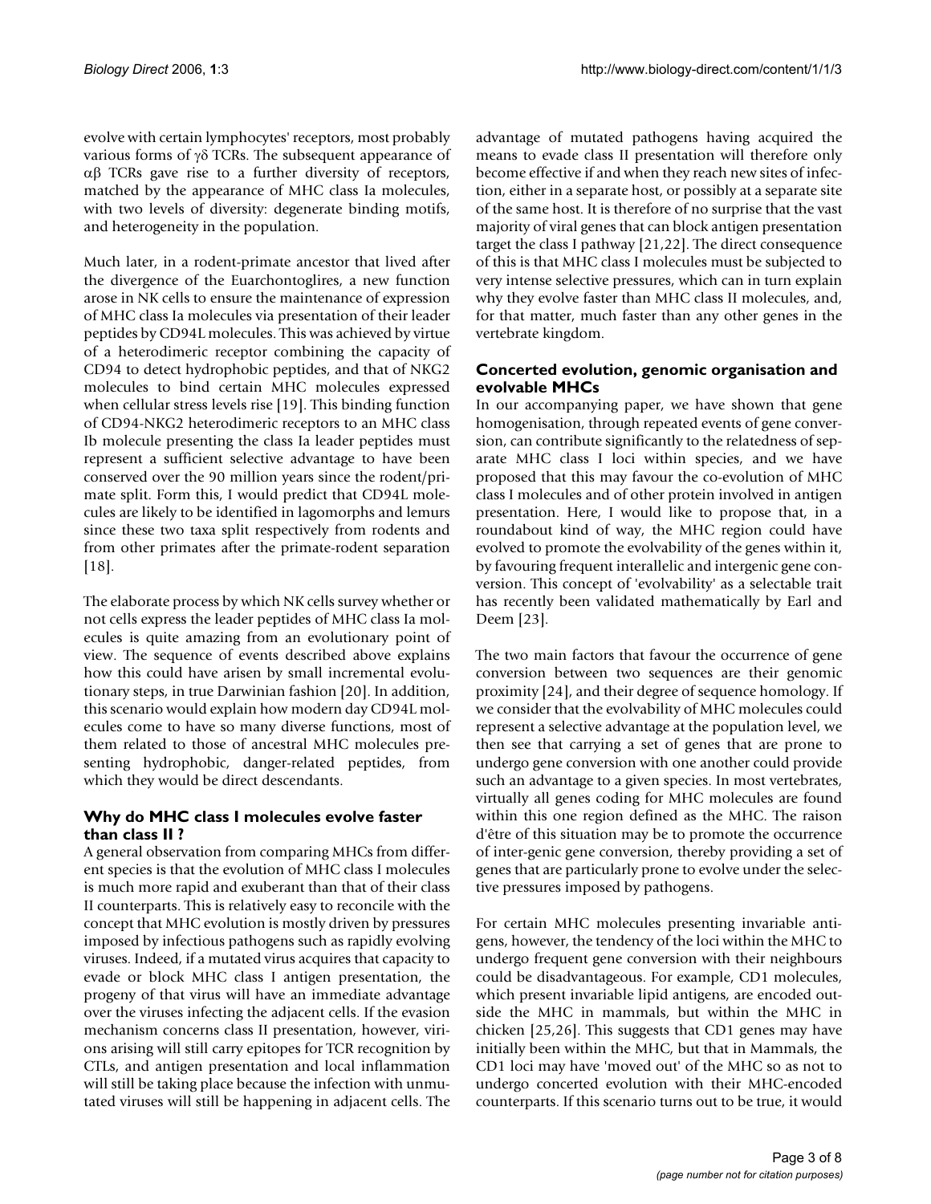evolve with certain lymphocytes' receptors, most probably various forms of γδ TCRs. The subsequent appearance of αβ TCRs gave rise to a further diversity of receptors, matched by the appearance of MHC class Ia molecules, with two levels of diversity: degenerate binding motifs, and heterogeneity in the population.

Much later, in a rodent-primate ancestor that lived after the divergence of the Euarchontoglires, a new function arose in NK cells to ensure the maintenance of expression of MHC class Ia molecules via presentation of their leader peptides by CD94L molecules. This was achieved by virtue of a heterodimeric receptor combining the capacity of CD94 to detect hydrophobic peptides, and that of NKG2 molecules to bind certain MHC molecules expressed when cellular stress levels rise [19]. This binding function of CD94-NKG2 heterodimeric receptors to an MHC class Ib molecule presenting the class Ia leader peptides must represent a sufficient selective advantage to have been conserved over the 90 million years since the rodent/primate split. Form this, I would predict that CD94L molecules are likely to be identified in lagomorphs and lemurs since these two taxa split respectively from rodents and from other primates after the primate-rodent separation [18].

The elaborate process by which NK cells survey whether or not cells express the leader peptides of MHC class Ia molecules is quite amazing from an evolutionary point of view. The sequence of events described above explains how this could have arisen by small incremental evolutionary steps, in true Darwinian fashion [20]. In addition, this scenario would explain how modern day CD94L molecules come to have so many diverse functions, most of them related to those of ancestral MHC molecules presenting hydrophobic, danger-related peptides, from which they would be direct descendants.

### Why do MHC class I molecules evolve faster than class II ?

A general observation from comparing MHCs from different species is that the evolution of MHC class I molecules is much more rapid and exuberant than that of their class II counterparts. This is relatively easy to reconcile with the concept that MHC evolution is mostly driven by pressures imposed by infectious pathogens such as rapidly evolving viruses. Indeed, if a mutated virus acquires that capacity to evade or block MHC class I antigen presentation, the progeny of that virus will have an immediate advantage over the viruses infecting the adjacent cells. If the evasion mechanism concerns class II presentation, however, virions arising will still carry epitopes for TCR recognition by CTLs, and antigen presentation and local inflammation will still be taking place because the infection with unmutated viruses will still be happening in adjacent cells. The advantage of mutated pathogens having acquired the means to evade class II presentation will therefore only become effective if and when they reach new sites of infection, either in a separate host, or possibly at a separate site of the same host. It is therefore of no surprise that the vast majority of viral genes that can block antigen presentation target the class I pathway [21,22]. The direct consequence of this is that MHC class I molecules must be subjected to very intense selective pressures, which can in turn explain why they evolve faster than MHC class II molecules, and, for that matter, much faster than any other genes in the vertebrate kingdom.

### Concerted evolution, genomic organisation and evolvable MHCs

In our accompanying paper, we have shown that gene homogenisation, through repeated events of gene conversion, can contribute significantly to the relatedness of separate MHC class I loci within species, and we have proposed that this may favour the co-evolution of MHC class I molecules and of other protein involved in antigen presentation. Here, I would like to propose that, in a roundabout kind of way, the MHC region could have evolved to promote the evolvability of the genes within it, by favouring frequent interallelic and intergenic gene conversion. This concept of 'evolvability' as a selectable trait has recently been validated mathematically by Earl and Deem [23].

The two main factors that favour the occurrence of gene conversion between two sequences are their genomic proximity [24], and their degree of sequence homology. If we consider that the evolvability of MHC molecules could represent a selective advantage at the population level, we then see that carrying a set of genes that are prone to undergo gene conversion with one another could provide such an advantage to a given species. In most vertebrates, virtually all genes coding for MHC molecules are found within this one region defined as the MHC. The raison d'être of this situation may be to promote the occurrence of inter-genic gene conversion, thereby providing a set of genes that are particularly prone to evolve under the selective pressures imposed by pathogens.

For certain MHC molecules presenting invariable antigens, however, the tendency of the loci within the MHC to undergo frequent gene conversion with their neighbours could be disadvantageous. For example, CD1 molecules, which present invariable lipid antigens, are encoded outside the MHC in mammals, but within the MHC in chicken [25,26]. This suggests that CD1 genes may have initially been within the MHC, but that in Mammals, the CD1 loci may have 'moved out' of the MHC so as not to undergo concerted evolution with their MHC-encoded counterparts. If this scenario turns out to be true, it would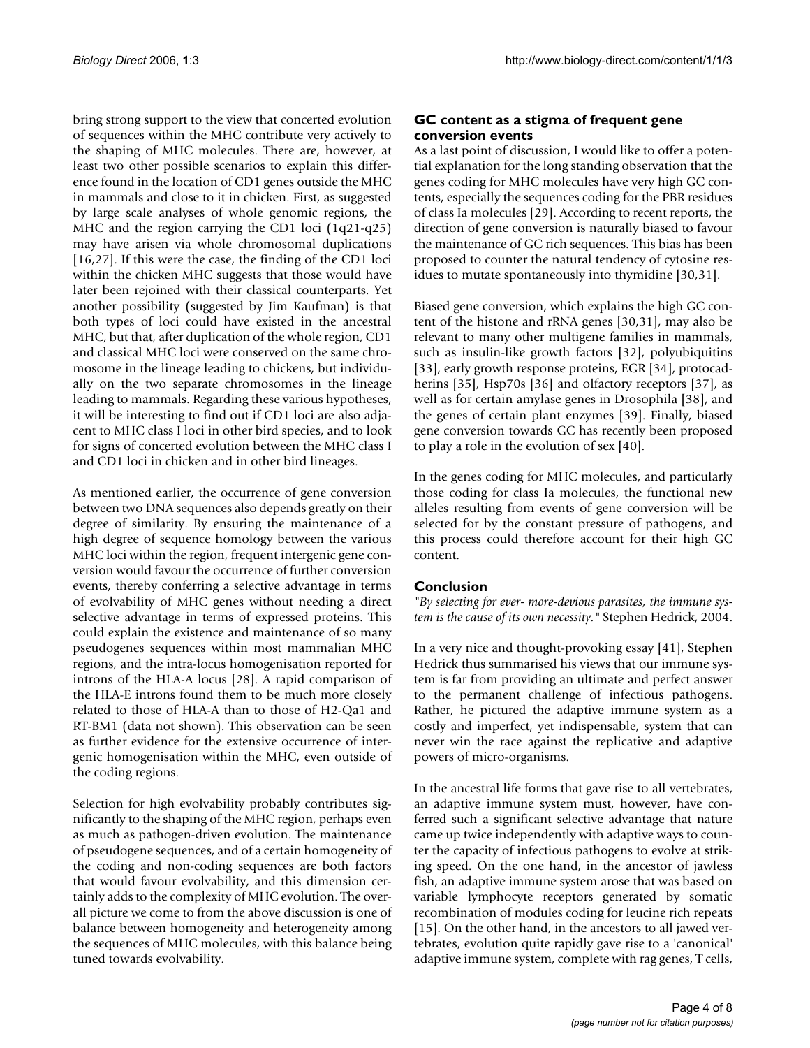bring strong support to the view that concerted evolution of sequences within the MHC contribute very actively to the shaping of MHC molecules. There are, however, at least two other possible scenarios to explain this difference found in the location of CD1 genes outside the MHC in mammals and close to it in chicken. First, as suggested by large scale analyses of whole genomic regions, the MHC and the region carrying the CD1 loci (1q21-q25) may have arisen via whole chromosomal duplications [16,27]. If this were the case, the finding of the CD1 loci within the chicken MHC suggests that those would have later been rejoined with their classical counterparts. Yet another possibility (suggested by Jim Kaufman) is that both types of loci could have existed in the ancestral MHC, but that, after duplication of the whole region, CD1 and classical MHC loci were conserved on the same chromosome in the lineage leading to chickens, but individually on the two separate chromosomes in the lineage leading to mammals. Regarding these various hypotheses, it will be interesting to find out if CD1 loci are also adjacent to MHC class I loci in other bird species, and to look for signs of concerted evolution between the MHC class I and CD1 loci in chicken and in other bird lineages.

As mentioned earlier, the occurrence of gene conversion between two DNA sequences also depends greatly on their degree of similarity. By ensuring the maintenance of a high degree of sequence homology between the various MHC loci within the region, frequent intergenic gene conversion would favour the occurrence of further conversion events, thereby conferring a selective advantage in terms of evolvability of MHC genes without needing a direct selective advantage in terms of expressed proteins. This could explain the existence and maintenance of so many pseudogenes sequences within most mammalian MHC regions, and the intra-locus homogenisation reported for introns of the HLA-A locus [28]. A rapid comparison of the HLA-E introns found them to be much more closely related to those of HLA-A than to those of H2-Qa1 and RT-BM1 (data not shown). This observation can be seen as further evidence for the extensive occurrence of intergenic homogenisation within the MHC, even outside of the coding regions.

Selection for high evolvability probably contributes significantly to the shaping of the MHC region, perhaps even as much as pathogen-driven evolution. The maintenance of pseudogene sequences, and of a certain homogeneity of the coding and non-coding sequences are both factors that would favour evolvability, and this dimension certainly adds to the complexity of MHC evolution. The overall picture we come to from the above discussion is one of balance between homogeneity and heterogeneity among the sequences of MHC molecules, with this balance being tuned towards evolvability.

### GC content as a stigma of frequent gene conversion events

As a last point of discussion, I would like to offer a potential explanation for the long standing observation that the genes coding for MHC molecules have very high GC contents, especially the sequences coding for the PBR residues of class Ia molecules [29]. According to recent reports, the direction of gene conversion is naturally biased to favour the maintenance of GC rich sequences. This bias has been proposed to counter the natural tendency of cytosine residues to mutate spontaneously into thymidine [30,31].

Biased gene conversion, which explains the high GC content of the histone and rRNA genes [30,31], may also be relevant to many other multigene families in mammals, such as insulin-like growth factors [32], polyubiquitins [33], early growth response proteins, EGR [34], protocadherins [35], Hsp70s [36] and olfactory receptors [37], as well as for certain amylase genes in Drosophila [38], and the genes of certain plant enzymes [39]. Finally, biased gene conversion towards GC has recently been proposed to play a role in the evolution of sex [40].

In the genes coding for MHC molecules, and particularly those coding for class Ia molecules, the functional new alleles resulting from events of gene conversion will be selected for by the constant pressure of pathogens, and this process could therefore account for their high GC content.

## Conclusion

*"By selecting for ever- more-devious parasites, the immune system is the cause of its own necessity."* Stephen Hedrick, 2004.

In a very nice and thought-provoking essay [41], Stephen Hedrick thus summarised his views that our immune system is far from providing an ultimate and perfect answer to the permanent challenge of infectious pathogens. Rather, he pictured the adaptive immune system as a costly and imperfect, yet indispensable, system that can never win the race against the replicative and adaptive powers of micro-organisms.

In the ancestral life forms that gave rise to all vertebrates, an adaptive immune system must, however, have conferred such a significant selective advantage that nature came up twice independently with adaptive ways to counter the capacity of infectious pathogens to evolve at striking speed. On the one hand, in the ancestor of jawless fish, an adaptive immune system arose that was based on variable lymphocyte receptors generated by somatic recombination of modules coding for leucine rich repeats [15]. On the other hand, in the ancestors to all jawed vertebrates, evolution quite rapidly gave rise to a 'canonical' adaptive immune system, complete with rag genes, T cells,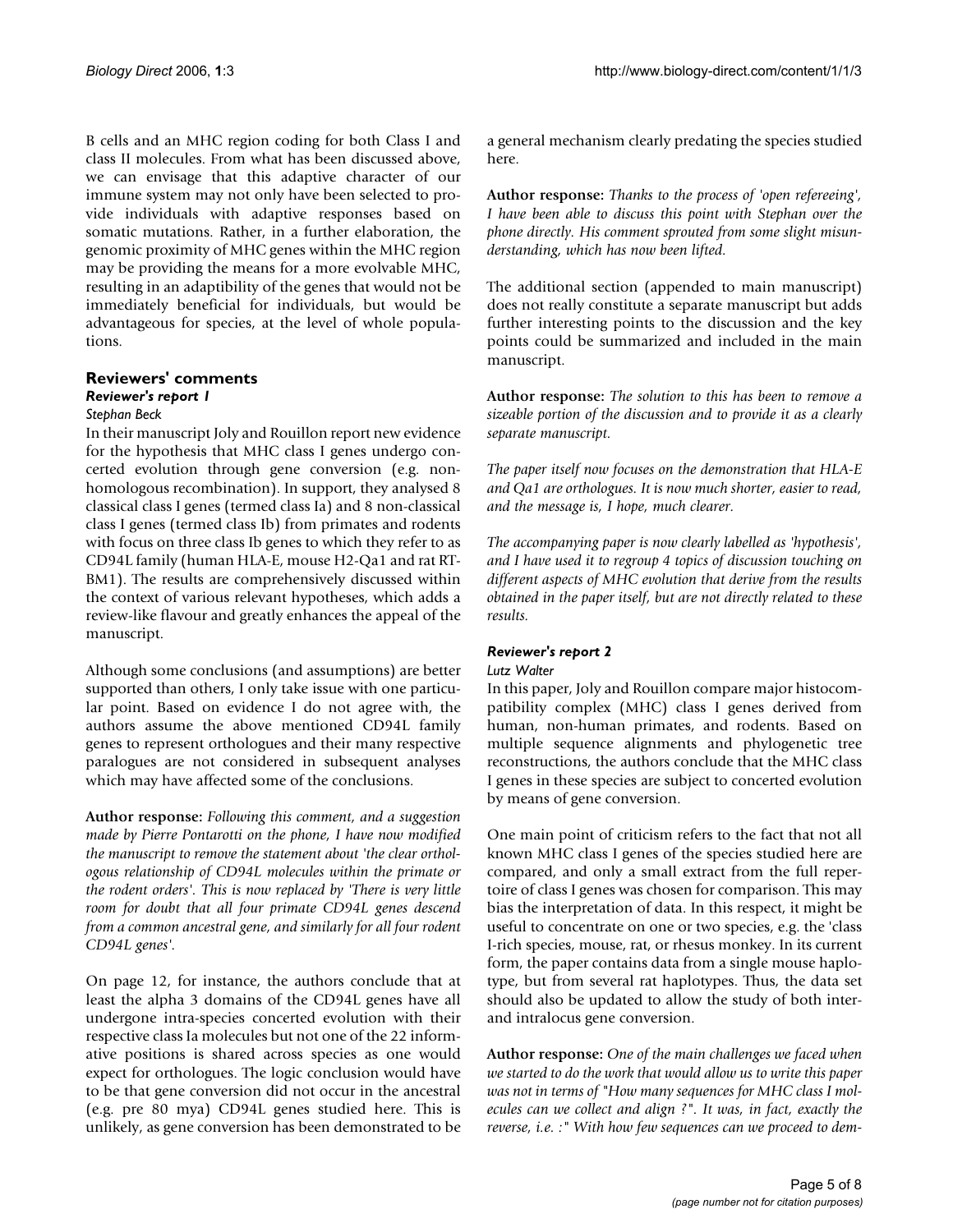B cells and an MHC region coding for both Class I and class II molecules. From what has been discussed above, we can envisage that this adaptive character of our immune system may not only have been selected to provide individuals with adaptive responses based on somatic mutations. Rather, in a further elaboration, the genomic proximity of MHC genes within the MHC region may be providing the means for a more evolvable MHC, resulting in an adaptibility of the genes that would not be immediately beneficial for individuals, but would be advantageous for species, at the level of whole populations.

## Reviewers' comments

### Reviewer's report 1

*Stephan Beck*

In their manuscript Joly and Rouillon report new evidence for the hypothesis that MHC class I genes undergo concerted evolution through gene conversion (e.g. nonhomologous recombination). In support, they analysed 8 classical class I genes (termed class Ia) and 8 non-classical class I genes (termed class Ib) from primates and rodents with focus on three class Ib genes to which they refer to as CD94L family (human HLA-E, mouse H2-Qa1 and rat RT-BM1). The results are comprehensively discussed within the context of various relevant hypotheses, which adds a review-like flavour and greatly enhances the appeal of the manuscript.

Although some conclusions (and assumptions) are better supported than others, I only take issue with one particular point. Based on evidence I do not agree with, the authors assume the above mentioned CD94L family genes to represent orthologues and their many respective paralogues are not considered in subsequent analyses which may have affected some of the conclusions.

**Author response:** *Following this comment, and a suggestion made by Pierre Pontarotti on the phone, I have now modified the manuscript to remove the statement about 'the clear orthologous relationship of CD94L molecules within the primate or the rodent orders'. This is now replaced by 'There is very little room for doubt that all four primate CD94L genes descend from a common ancestral gene, and similarly for all four rodent CD94L genes'.*

On page 12, for instance, the authors conclude that at least the alpha 3 domains of the CD94L genes have all undergone intra-species concerted evolution with their respective class Ia molecules but not one of the 22 informative positions is shared across species as one would expect for orthologues. The logic conclusion would have to be that gene conversion did not occur in the ancestral (e.g. pre 80 mya) CD94L genes studied here. This is unlikely, as gene conversion has been demonstrated to be a general mechanism clearly predating the species studied here.

**Author response:** *Thanks to the process of 'open refereeing', I have been able to discuss this point with Stephan over the phone directly. His comment sprouted from some slight misunderstanding, which has now been lifted.*

The additional section (appended to main manuscript) does not really constitute a separate manuscript but adds further interesting points to the discussion and the key points could be summarized and included in the main manuscript.

**Author response:** *The solution to this has been to remove a sizeable portion of the discussion and to provide it as a clearly separate manuscript.*

*The paper itself now focuses on the demonstration that HLA-E and Qa1 are orthologues. It is now much shorter, easier to read, and the message is, I hope, much clearer.*

*The accompanying paper is now clearly labelled as 'hypothesis', and I have used it to regroup 4 topics of discussion touching on different aspects of MHC evolution that derive from the results obtained in the paper itself, but are not directly related to these results.*

### Reviewer's report 2

*Lutz Walter*

In this paper, Joly and Rouillon compare major histocompatibility complex (MHC) class I genes derived from human, non-human primates, and rodents. Based on multiple sequence alignments and phylogenetic tree reconstructions, the authors conclude that the MHC class I genes in these species are subject to concerted evolution by means of gene conversion.

One main point of criticism refers to the fact that not all known MHC class I genes of the species studied here are compared, and only a small extract from the full repertoire of class I genes was chosen for comparison. This may bias the interpretation of data. In this respect, it might be useful to concentrate on one or two species, e.g. the 'class I-rich species, mouse, rat, or rhesus monkey. In its current form, the paper contains data from a single mouse haplotype, but from several rat haplotypes. Thus, the data set should also be updated to allow the study of both inter- and intralocus gene conversion.

**Author response:** *One of the main challenges we faced when we started to do the work that would allow us to write this paper was not in terms of "How many sequences for MHC class I molecules can we collect and align ?". It was, in fact, exactly the reverse, i.e. :" With how few sequences can we proceed to dem-*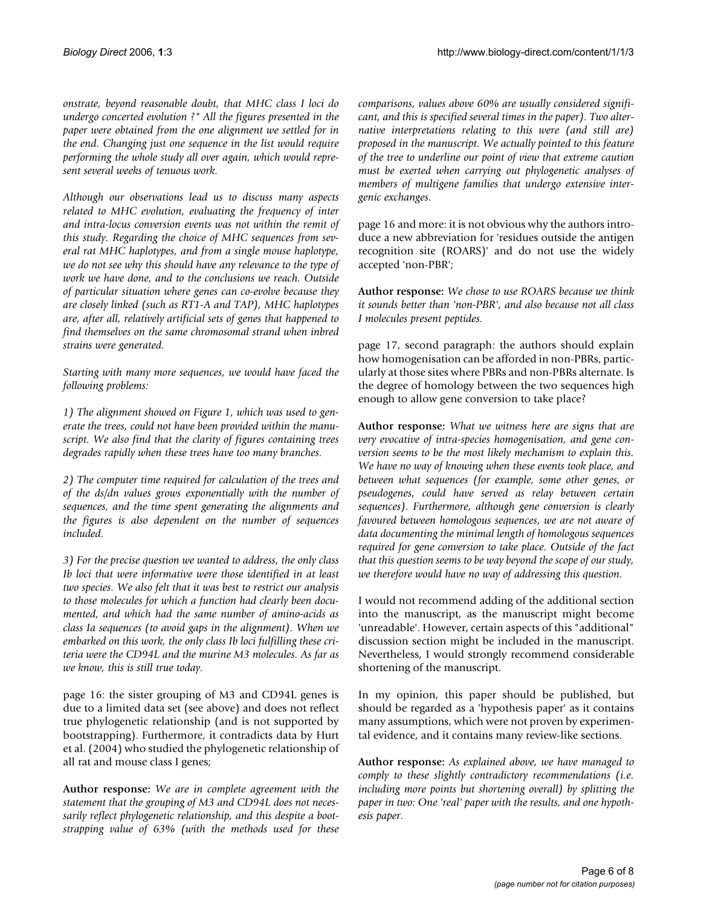*onstrate, beyond reasonable doubt, that MHC class I loci do undergo concerted evolution ?" All the figures presented in the paper were obtained from the one alignment we settled for in the end. Changing just one sequence in the list would require performing the whole study all over again, which would represent several weeks of tenuous work.*

*Although our observations lead us to discuss many aspects related to MHC evolution, evaluating the frequency of inter and intra-locus conversion events was not within the remit of this study. Regarding the choice of MHC sequences from several rat MHC haplotypes, and from a single mouse haplotype, we do not see why this should have any relevance to the type of work we have done, and to the conclusions we reach. Outside of particular situation where genes can co-evolve because they are closely linked (such as RT1-A and TAP), MHC haplotypes are, after all, relatively artificial sets of genes that happened to find themselves on the same chromosomal strand when inbred strains were generated.*

*Starting with many more sequences, we would have faced the following problems:*

*1) The alignment showed on Figure 1, which was used to generate the trees, could not have been provided within the manuscript. We also find that the clarity of figures containing trees degrades rapidly when these trees have too many branches.*

*2) The computer time required for calculation of the trees and of the ds/dn values grows exponentially with the number of sequences, and the time spent generating the alignments and the figures is also dependent on the number of sequences included.*

*3) For the precise question we wanted to address, the only class Ib loci that were informative were those identified in at least two species. We also felt that it was best to restrict our analysis to those molecules for which a function had clearly been documented, and which had the same number of amino-acids as class Ia sequences (to avoid gaps in the alignment). When we embarked on this work, the only class Ib loci fulfilling these criteria were the CD94L and the murine M3 molecules. As far as we know, this is still true today.*

page 16: the sister grouping of M3 and CD94L genes is due to a limited data set (see above) and does not reflect true phylogenetic relationship (and is not supported by bootstrapping). Furthermore, it contradicts data by Hurt et al. (2004) who studied the phylogenetic relationship of all rat and mouse class I genes;

**Author response:** *We are in complete agreement with the statement that the grouping of M3 and CD94L does not necessarily reflect phylogenetic relationship, and this despite a bootstrapping value of 63% (with the methods used for these comparisons, values above 60% are usually considered significant, and this is specified several times in the paper). Two alternative interpretations relating to this were (and still are) proposed in the manuscript. We actually pointed to this feature of the tree to underline our point of view that extreme caution must be exerted when carrying out phylogenetic analyses of members of multigene families that undergo extensive intergenic exchanges.*

page 16 and more: it is not obvious why the authors introduce a new abbreviation for 'residues outside the antigen recognition site (ROARS)' and do not use the widely accepted 'non-PBR';

**Author response:** *We chose to use ROARS because we think it sounds better than 'non-PBR', and also because not all class I molecules present peptides.*

page 17, second paragraph: the authors should explain how homogenisation can be afforded in non-PBRs, particularly at those sites where PBRs and non-PBRs alternate. Is the degree of homology between the two sequences high enough to allow gene conversion to take place?

**Author response:** *What we witness here are signs that are very evocative of intra-species homogenisation, and gene conversion seems to be the most likely mechanism to explain this. We have no way of knowing when these events took place, and between what sequences (for example, some other genes, or pseudogenes, could have served as relay between certain sequences). Furthermore, although gene conversion is clearly favoured between homologous sequences, we are not aware of data documenting the minimal length of homologous sequences required for gene conversion to take place. Outside of the fact that this question seems to be way beyond the scope of our study, we therefore would have no way of addressing this question.*

I would not recommend adding of the additional section into the manuscript, as the manuscript might become 'unreadable'. However, certain aspects of this "additional" discussion section might be included in the manuscript. Nevertheless, I would strongly recommend considerable shortening of the manuscript.

In my opinion, this paper should be published, but should be regarded as a 'hypothesis paper' as it contains many assumptions, which were not proven by experimental evidence, and it contains many review-like sections.

**Author response:** *As explained above, we have managed to comply to these slightly contradictory recommendations (i.e. including more points but shortening overall) by splitting the paper in two: One 'real' paper with the results, and one hypothesis paper.*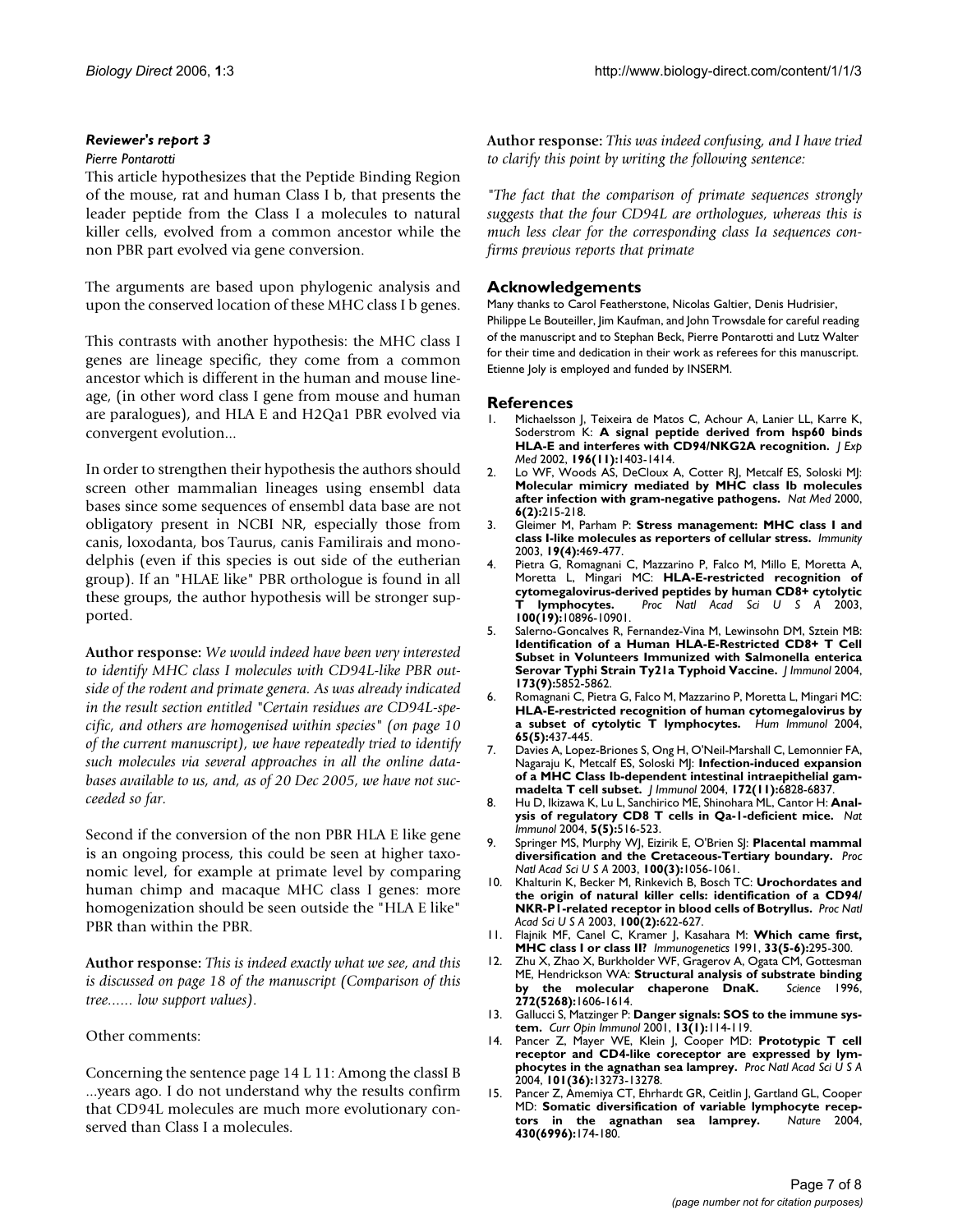### *Reviewer's report 3*

*Pierre Pontarotti*

This article hypothesizes that the Peptide Binding Region of the mouse, rat and human Class I b, that presents the leader peptide from the Class I a molecules to natural killer cells, evolved from a common ancestor while the non PBR part evolved via gene conversion.

The arguments are based upon phylogenic analysis and upon the conserved location of these MHC class I b genes.

This contrasts with another hypothesis: the MHC class I genes are lineage specific, they come from a common ancestor which is different in the human and mouse lineage, (in other word class I gene from mouse and human are paralogues), and HLA E and H2Qa1 PBR evolved via convergent evolution...

In order to strengthen their hypothesis the authors should screen other mammalian lineages using ensembl data bases since some sequences of ensembl data base are not obligatory present in NCBI NR, especially those from canis, loxodanta, bos Taurus, canis Familirais and monodelphis (even if this species is out side of the eutherian group). If an "HLAE like" PBR orthologue is found in all these groups, the author hypothesis will be stronger supported.

**Author response:** *We would indeed have been very interested to identify MHC class I molecules with CD94L-like PBR outside of the rodent and primate genera. As was already indicated in the result section entitled "Certain residues are CD94L-specific, and others are homogenised within species" (on page 10 of the current manuscript), we have repeatedly tried to identify such molecules via several approaches in all the online databases available to us, and, as of 20 Dec 2005, we have not succeeded so far.*

Second if the conversion of the non PBR HLA E like gene is an ongoing process, this could be seen at higher taxonomic level, for example at primate level by comparing human chimp and macaque MHC class I genes: more homogenization should be seen outside the "HLA E like" PBR than within the PBR.

**Author response:** *This is indeed exactly what we see, and this is discussed on page 18 of the manuscript (Comparison of this tree...... low support values).*

Other comments:

Concerning the sentence page 14 L 11: Among the classI B ...years ago. I do not understand why the results confirm that CD94L molecules are much more evolutionary conserved than Class I a molecules.

**Author response:** *This was indeed confusing, and I have tried to clarify this point by writing the following sentence:*

*"The fact that the comparison of primate sequences strongly suggests that the four CD94L are orthologues, whereas this is much less clear for the corresponding class Ia sequences confirms previous reports that primate*

## Acknowledgements

Many thanks to Carol Featherstone, Nicolas Galtier, Denis Hudrisier, Philippe Le Bouteiller, Jim Kaufman, and John Trowsdale for careful reading of the manuscript and to Stephan Beck, Pierre Pontarotti and Lutz Walter for their time and dedication in their work as referees for this manuscript. Etienne Joly is employed and funded by INSERM.

## References

1. Michaelsson J, Teixeira de Matos C, Achour A, Lanier LL, Karre K, Soderstrom K: **A signal peptide derived from hsp60 binds HLA-E and interferes with CD94/NKG2A recognition.** *J Exp Med* 2002, **196(11):**1403-1414.
2. Lo WF, Woods AS, DeCloux A, Cotter RJ, Metcalf ES, Soloski MJ: **Molecular mimicry mediated by MHC class Ib molecules after infection with gram-negative pathogens.** *Nat Med* 2000, **6(2):**215-218.
3. Gleimer M, Parham P: **Stress management: MHC class I and class I-like molecules as reporters of cellular stress.** *Immunity* 2003, **19(4):**469-477.
4. Pietra G, Romagnani C, Mazzarino P, Falco M, Millo E, Moretta A, Moretta L, Mingari MC: **HLA-E-restricted recognition of cytomegalovirus-derived peptides by human CD8+ cytolytic T lymphocytes.** *Proc Natl Acad Sci U S A* 2003, **100(19):**10896-10901.
5. Salerno-Goncalves R, Fernandez-Vina M, Lewinsohn DM, Sztein MB: **Identification of a Human HLA-E-Restricted CD8+ T Cell Subset in Volunteers Immunized with Salmonella enterica Serovar Typhi Strain Ty21a Typhoid Vaccine.** *J Immunol* 2004, **173(9):**5852-5862.
6. Romagnani C, Pietra G, Falco M, Mazzarino P, Moretta L, Mingari MC: **HLA-E-restricted recognition of human cytomegalovirus by a subset of cytolytic T lymphocytes.** *Hum Immunol* 2004, **65(5):**437-445.
7. Davies A, Lopez-Briones S, Ong H, O'Neil-Marshall C, Lemonnier FA, Nagaraju K, Metcalf ES, Soloski MJ: **Infection-induced expansion of a MHC Class Ib-dependent intestinal intraepithelial gammadelta T cell subset.** *J Immunol* 2004, **172(11):**6828-6837.
8. Hu D, Ikizawa K, Lu L, Sanchirico ME, Shinohara ML, Cantor H: **Analysis of regulatory CD8 T cells in Qa-1-deficient mice.** *Nat Immunol* 2004, **5(5):**516-523.
9. Springer MS, Murphy WJ, Eizirik E, O'Brien SJ: **Placental mammal diversification and the Cretaceous-Tertiary boundary.** *Proc Natl Acad Sci U S A* 2003, **100(3):**1056-1061.
10. Khalturin K, Becker M, Rinkevich B, Bosch TC: **Urochordates and the origin of natural killer cells: identification of a CD94/NKR-P1-related receptor in blood cells of Botryllus.** *Proc Natl Acad Sci U S A* 2003, **100(2):**622-627.
11. Flajnik MF, Canel C, Kramer J, Kasahara M: **Which came first, MHC class I or class II?** *Immunogenetics* 1991, **33(5-6):**295-300.
12. Zhu X, Zhao X, Burkholder WF, Gragerov A, Ogata CM, Gottesman ME, Hendrickson WA: **Structural analysis of substrate binding by the molecular chaperone DnaK.** *Science* 1996, **272(5268):**1606-1614.
13. Gallucci S, Matzinger P: **Danger signals: SOS to the immune system.** *Curr Opin Immunol* 2001, **13(1):**114-119.
14. Pancer Z, Mayer WE, Klein J, Cooper MD: **Prototypic T cell receptor and CD4-like coreceptor are expressed by lymphocytes in the agnathan sea lamprey.** *Proc Natl Acad Sci U S A* 2004, **101(36):**13273-13278.
15. Pancer Z, Amemiya CT, Ehrhardt GR, Ceitlin J, Gartland GL, Cooper MD: **Somatic diversification of variable lymphocyte receptors in the agnathan sea lamprey.** *Nature* 2004, **430(6996):**174-180.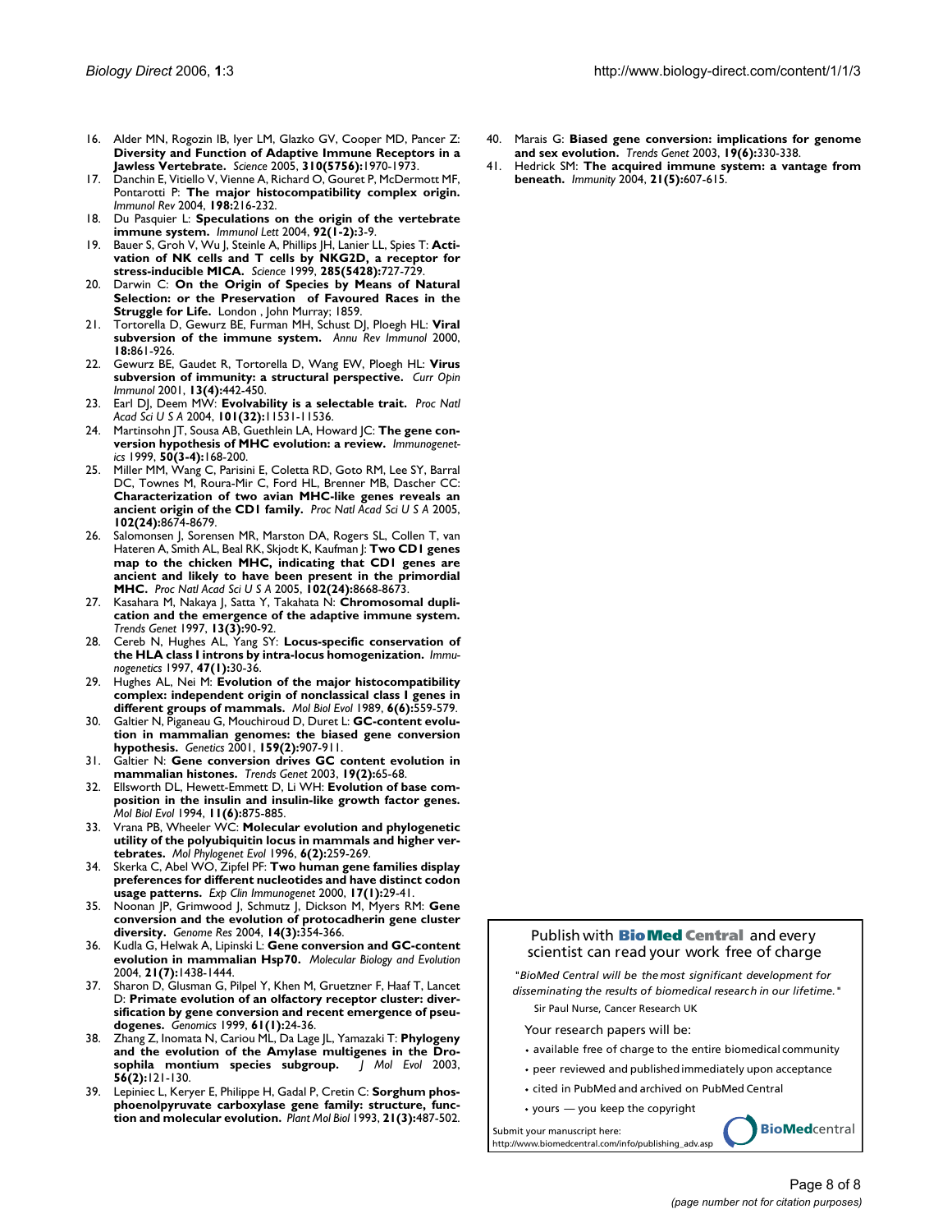16. Alder MN, Rogozin IB, Iyer LM, Glazko GV, Cooper MD, Pancer Z: **Diversity and Function of Adaptive Immune Receptors in a Jawless Vertebrate.** *Science* 2005, **310(5756):**1970-1973.
17. Danchin E, Vitiello V, Vienne A, Richard O, Gouret P, McDermott MF, Pontarotti P: **The major histocompatibility complex origin.** *Immunol Rev* 2004, **198:**216-232.
18. Du Pasquier L: **Speculations on the origin of the vertebrate immune system.** *Immunol Lett* 2004, **92(1-2):**3-9.
19. Bauer S, Groh V, Wu J, Steinle A, Phillips JH, Lanier LL, Spies T: **Activation of NK cells and T cells by NKG2D, a receptor for stress-inducible MICA.** *Science* 1999, **285(5428):**727-729.
20. Darwin C: **On the Origin of Species by Means of Natural Selection: or the Preservation of Favoured Races in the Struggle for Life.** London , John Murray; 1859.
21. Tortorella D, Gewurz BE, Furman MH, Schust DJ, Ploegh HL: **Viral subversion of the immune system.** *Annu Rev Immunol* 2000, **18:**861-926.
22. Gewurz BE, Gaudet R, Tortorella D, Wang EW, Ploegh HL: **Virus subversion of immunity: a structural perspective.** *Curr Opin Immunol* 2001, **13(4):**442-450.
23. Earl DJ, Deem MW: **Evolvability is a selectable trait.** *Proc Natl Acad Sci U S A* 2004, **101(32):**11531-11536.
24. Martinsohn JT, Sousa AB, Guethlein LA, Howard JC: **The gene conversion hypothesis of MHC evolution: a review.** *Immunogenetics* 1999, **50(3-4):**168-200.
25. Miller MM, Wang C, Parisini E, Coletta RD, Goto RM, Lee SY, Barral DC, Townes M, Roura-Mir C, Ford HL, Brenner MB, Dascher CC: **Characterization of two avian MHC-like genes reveals an ancient origin of the CD1 family.** *Proc Natl Acad Sci U S A* 2005, **102(24):**8674-8679.
26. Salomonsen J, Sorensen MR, Marston DA, Rogers SL, Collen T, van Hateren A, Smith AL, Beal RK, Skjodt K, Kaufman J: **Two CD1 genes map to the chicken MHC, indicating that CD1 genes are ancient and likely to have been present in the primordial MHC.** *Proc Natl Acad Sci U S A* 2005, **102(24):**8668-8673.
27. Kasahara M, Nakaya J, Satta Y, Takahata N: **Chromosomal duplication and the emergence of the adaptive immune system.** *Trends Genet* 1997, **13(3):**90-92.
28. Cereb N, Hughes AL, Yang SY: **Locus-specific conservation of the HLA class I introns by intra-locus homogenization.** *Immunogenetics* 1997, **47(1):**30-36.
29. Hughes AL, Nei M: **Evolution of the major histocompatibility complex: independent origin of nonclassical class I genes in different groups of mammals.** *Mol Biol Evol* 1989, **6(6):**559-579.
30. Galtier N, Piganeau G, Mouchiroud D, Duret L: **GC-content evolution in mammalian genomes: the biased gene conversion hypothesis.** *Genetics* 2001, **159(2):**907-911.
31. Galtier N: **Gene conversion drives GC content evolution in mammalian histones.** *Trends Genet* 2003, **19(2):**65-68.
32. Ellsworth DL, Hewett-Emmett D, Li WH: **Evolution of base composition in the insulin and insulin-like growth factor genes.** *Mol Biol Evol* 1994, **11(6):**875-885.
33. Vrana PB, Wheeler WC: **Molecular evolution and phylogenetic utility of the polyubiquitin locus in mammals and higher vertebrates.** *Mol Phylogenet Evol* 1996, **6(2):**259-269.
34. Skerka C, Abel WO, Zipfel PF: **Two human gene families display preferences for different nucleotides and have distinct codon usage patterns.** *Exp Clin Immunogenet* 2000, **17(1):**29-41.
35. Noonan JP, Grimwood J, Schmutz J, Dickson M, Myers RM: **Gene conversion and the evolution of protocadherin gene cluster diversity.** *Genome Res* 2004, **14(3):**354-366.
36. Kudla G, Helwak A, Lipinski L: **Gene conversion and GC-content evolution in mammalian Hsp70.** *Molecular Biology and Evolution* 2004, **21(7):**1438-1444.
37. Sharon D, Glusman G, Pilpel Y, Khen M, Gruetzner F, Haaf T, Lancet D: **Primate evolution of an olfactory receptor cluster: diversification by gene conversion and recent emergence of pseudogenes.** *Genomics* 1999, **61(1):**24-36.
38. Zhang Z, Inomata N, Cariou ML, Da Lage JL, Yamazaki T: **Phylogeny and the evolution of the Amylase multigenes in the Drosophila montium species subgroup.** *J Mol Evol* 2003, **56(2):**121-130.
39. Lepiniec L, Keryer E, Philippe H, Gadal P, Cretin C: **Sorghum phosphoenolpyruvate carboxylase gene family: structure, function and molecular evolution.** *Plant Mol Biol* 1993, **21(3):**487-502.
40. Marais G: **Biased gene conversion: implications for genome and sex evolution.** *Trends Genet* 2003, **19(6):**330-338.
41. Hedrick SM: **The acquired immune system: a vantage from beneath.** *Immunity* 2004, **21(5):**607-615.

Publish with **BioMed Central** and every scientist can read your work free of charge

*"BioMed Central will be the most significant development for disseminating the results of biomedical research in our lifetime."*

Sir Paul Nurse, Cancer Research UK

Your research papers will be:

- available free of charge to the entire biomedical community
- peer reviewed and published immediately upon acceptance
- cited in PubMed and archived on PubMed Central
- yours — you keep the copyright

Submit your manuscript here:
http://www.biomedcentral.com/info/publishing_adv.asp

BioMedcentral